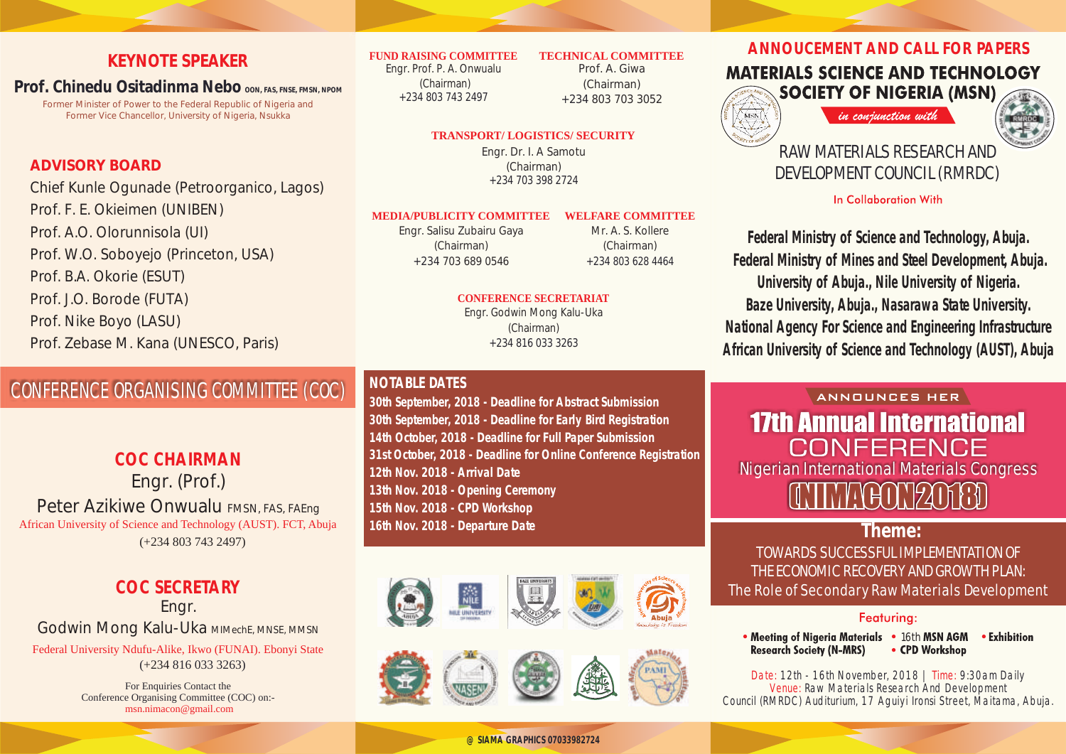## KEYNOTE SPEAKER

**Prof. Chinedu Ositadinma Nebo** OON, FAS, FNSE, FMSN, NPOM

Former Minister of Power to the Federal Republic of Nigeria and Former Vice Chancellor, University of Nigeria, Nsukka

## ADVISORY BOARD

Chief Kunle Ogunade (Petroorganico, Lagos)
Prof. F. E. Okieimen (UNIBEN)
Prof. A.O. Olorunnisola (UI)
Prof. W.O. Soboyejo (Princeton, USA)
Prof. B.A. Okorie (ESUT)
Prof. J.O. Borode (FUTA)
Prof. Nike Boyo (LASU)
Prof. Zebase M. Kana (UNESCO, Paris)

## CONFERENCE ORGANISING COMMITTEE (COC)

### COC CHAIRMAN

Engr. (Prof.)
Peter Azikiwe Onwualu FMSN, FAS, FAEng
African University of Science and Technology (AUST). FCT, Abuja
(+234 803 743 2497)

### COC SECRETARY

Engr.
Godwin Mong Kalu-Uka MIMechE, MNSE, MMSN
Federal University Ndufu-Alike, Ikwo (FUNAI). Ebonyi State
(+234 816 033 3263)

For Enquiries Contact the Conference Organising Committee (COC) on:-
msn.nimacon@gmail.com

**FUND RAISING COMMITTEE**
Engr. Prof. P. A. Onwualu
(Chairman)
+234 803 743 2497

**TECHNICAL COMMITTEE**
Prof. A. Giwa
(Chairman)
+234 803 703 3052

**TRANSPORT/ LOGISTICS/ SECURITY**
Engr. Dr. I. A Samotu
(Chairman)
+234 703 398 2724

**MEDIA/PUBLICITY COMMITTEE**
Engr. Salisu Zubairu Gaya
(Chairman)
+234 703 689 0546

**WELFARE COMMITTEE**
Mr. A. S. Kollere
(Chairman)
+234 803 628 4464

**CONFERENCE SECRETARIAT**
Engr. Godwin Mong Kalu-Uka
(Chairman)
+234 816 033 3263

## NOTABLE DATES

**30th September, 2018 - Deadline for Abstract Submission**
**30th September, 2018 - Deadline for Early Bird Registration**
**14th October, 2018 - Deadline for Full Paper Submission**
**31st October, 2018 - Deadline for Online Conference Registration**
**12th Nov. 2018 - Arrival Date**
**13th Nov. 2018 - Opening Ceremony**
**15th Nov. 2018 - CPD Workshop**
**16th Nov. 2018 - Departure Date**

## ANNOUCEMENT AND CALL FOR PAPERS

**MATERIALS SCIENCE AND TECHNOLOGY SOCIETY OF NIGERIA (MSN)**

*in conjunction with*

RAW MATERIALS RESEARCH AND DEVELOPMENT COUNCIL (RMRDC)

In Collaboration With

**Federal Ministry of Science and Technology, Abuja.**
**Federal Ministry of Mines and Steel Development, Abuja.**
**University of Abuja., Nile University of Nigeria.**
**Baze University, Abuja., Nasarawa State University.**
**National Agency For Science and Engineering Infrastructure**
**African University of Science and Technology (AUST), Abuja**

ANNOUNCES HER

# 17th Annual International CONFERENCE

Nigerian International Materials Congress

# (NIMACON2018)

## Theme:

TOWARDS SUCCESSFUL IMPLEMENTATION OF THE ECONOMIC RECOVERY AND GROWTH PLAN: The Role of Secondary Raw Materials Development

Featuring:

- **Meeting of Nigeria Materials Research Society (N-MRS)**
- 16th **MSN AGM**
- **CPD Workshop**
- **Exhibition**

Date: 12th - 16th November, 2018 | Time: 9:30am Daily
Venue: Raw Materials Research And Development Council (RMRDC) Auditurium, 17 Aguiyi Ironsi Street, Maitama, Abuja.

@ SIAMA GRAPHICS 07033982724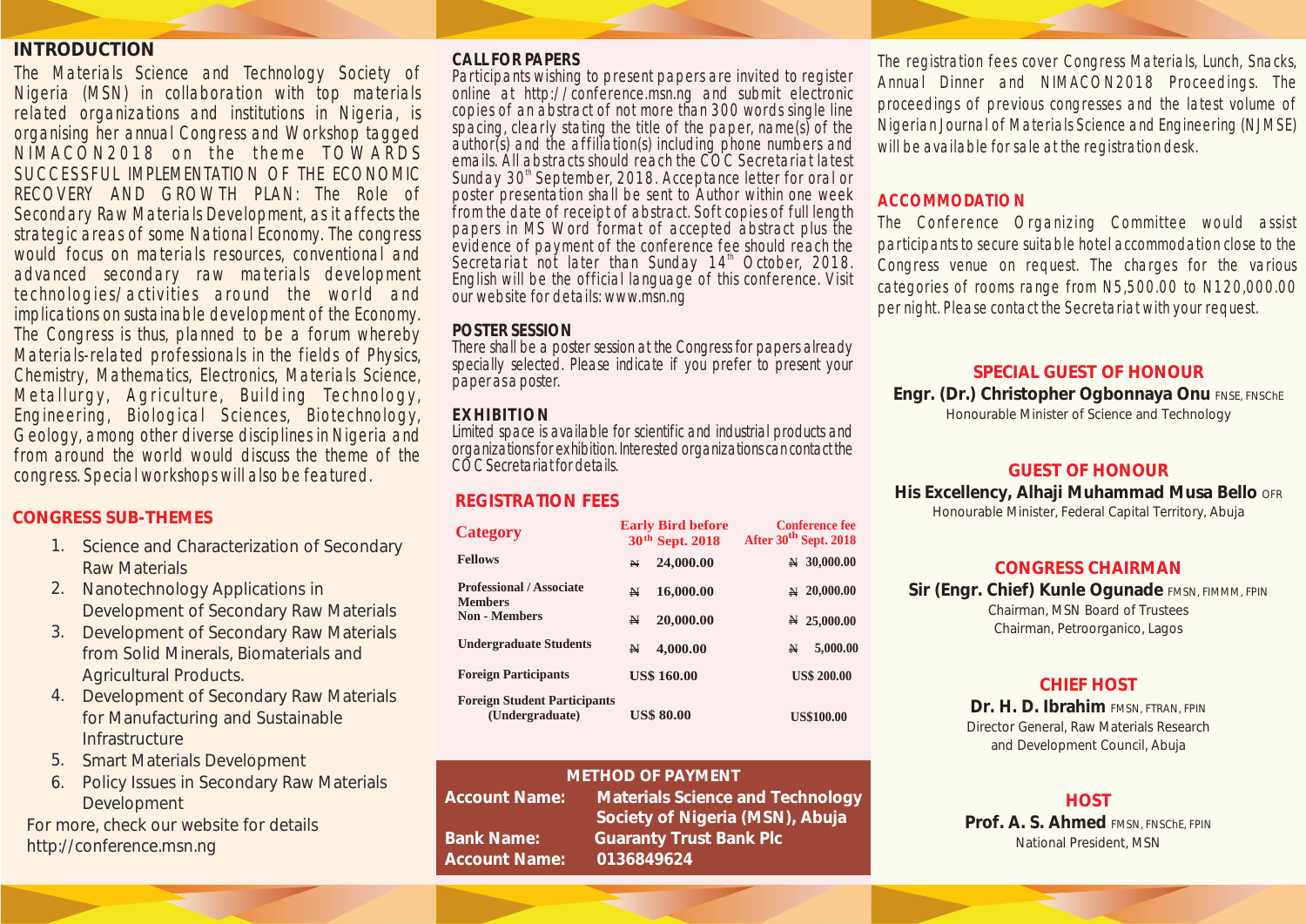## INTRODUCTION

The Materials Science and Technology Society of Nigeria (MSN) in collaboration with top materials related organizations and institutions in Nigeria, is organising her annual Congress and Workshop tagged NIMACON2018 on the theme TOWARDS SUCCESSFUL IMPLEMENTATION OF THE ECONOMIC RECOVERY AND GROWTH PLAN: The Role of Secondary Raw Materials Development, as it affects the strategic areas of some National Economy. The congress would focus on materials resources, conventional and advanced secondary raw materials development technologies/activities around the world and implications on sustainable development of the Economy. The Congress is thus, planned to be a forum whereby Materials-related professionals in the fields of Physics, Chemistry, Mathematics, Electronics, Materials Science, Metallurgy, Agriculture, Building Technology, Engineering, Biological Sciences, Biotechnology, Geology, among other diverse disciplines in Nigeria and from around the world would discuss the theme of the congress. Special workshops will also be featured.

## CONGRESS SUB-THEMES

1. Science and Characterization of Secondary Raw Materials
2. Nanotechnology Applications in Development of Secondary Raw Materials
3. Development of Secondary Raw Materials from Solid Minerals, Biomaterials and Agricultural Products.
4. Development of Secondary Raw Materials for Manufacturing and Sustainable Infrastructure
5. Smart Materials Development
6. Policy Issues in Secondary Raw Materials Development

For more, check our website for details
http://conference.msn.ng

## CALL FOR PAPERS

Participants wishing to present papers are invited to register online at http://conference.msn.ng and submit electronic copies of an abstract of not more than 300 words single line spacing, clearly stating the title of the paper, name(s) of the author(s) and the affiliation(s) including phone numbers and emails. All abstracts should reach the COC Secretariat latest Sunday 30th September, 2018. Acceptance letter for oral or poster presentation shall be sent to Author within one week from the date of receipt of abstract. Soft copies of full length papers in MS Word format of accepted abstract plus the evidence of payment of the conference fee should reach the Secretariat not later than Sunday 14th October, 2018. English will be the official language of this conference. Visit our website for details: www.msn.ng

## POSTER SESSION

There shall be a poster session at the Congress for papers already specially selected. Please indicate if you prefer to present your paper as a poster.

## EXHIBITION

Limited space is available for scientific and industrial products and organizations for exhibition. Interested organizations can contact the COC Secretariat for details.

## REGISTRATION FEES

| Category | Early Bird before 30th Sept. 2018 | Conference fee After 30th Sept. 2018 |
|---|---|---|
| Fellows | ₦ 24,000.00 | ₦ 30,000.00 |
| Professional / Associate Members | ₦ 16,000.00 | ₦ 20,000.00 |
| Non - Members | ₦ 20,000.00 | ₦ 25,000.00 |
| Undergraduate Students | ₦ 4,000.00 | ₦ 5,000.00 |
| Foreign Participants | US$ 160.00 | US$ 200.00 |
| Foreign Student Participants (Undergraduate) | US$ 80.00 | US$100.00 |

### METHOD OF PAYMENT

**Account Name:** Materials Science and Technology Society of Nigeria (MSN), Abuja
**Bank Name:** Guaranty Trust Bank Plc
**Account Name:** 0136849624

The registration fees cover Congress Materials, Lunch, Snacks, Annual Dinner and NIMACON2018 Proceedings. The proceedings of previous congresses and the latest volume of Nigerian Journal of Materials Science and Engineering (NJMSE) will be available for sale at the registration desk.

## ACCOMMODATION

The Conference Organizing Committee would assist participants to secure suitable hotel accommodation close to the Congress venue on request. The charges for the various categories of rooms range from N5,500.00 to N120,000.00 per night. Please contact the Secretariat with your request.

## SPECIAL GUEST OF HONOUR

**Engr. (Dr.) Christopher Ogbonnaya Onu** FNSE, FNSChE
Honourable Minister of Science and Technology

## GUEST OF HONOUR

**His Excellency, Alhaji Muhammad Musa Bello** OFR
Honourable Minister, Federal Capital Territory, Abuja

## CONGRESS CHAIRMAN

**Sir (Engr. Chief) Kunle Ogunade** FMSN, FIMMM, FPIN
Chairman, MSN Board of Trustees
Chairman, Petroorganico, Lagos

## CHIEF HOST

**Dr. H. D. Ibrahim** FMSN, FTRAN, FPIN
Director General, Raw Materials Research and Development Council, Abuja

## HOST

**Prof. A. S. Ahmed** FMSN, FNSChE, FPIN
National President, MSN